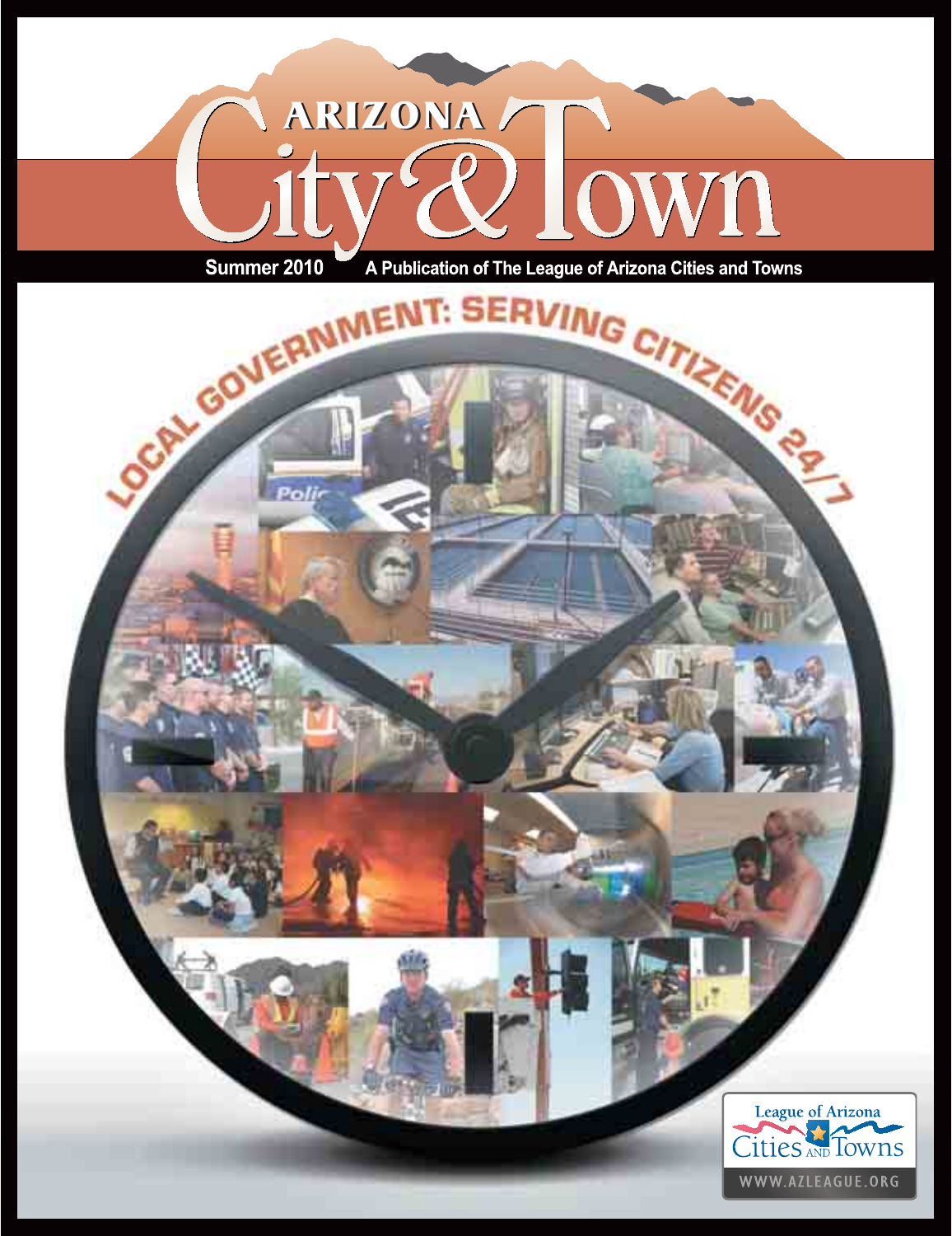# ARIZONA City & Town

**Summer 2010** A Publication of The League of Arizona Cities and Towns

## LOCAL GOVERNMENT: SERVING CITIZENS 24/7

League of Arizona Cities and Towns

WWW.AZLEAGUE.ORG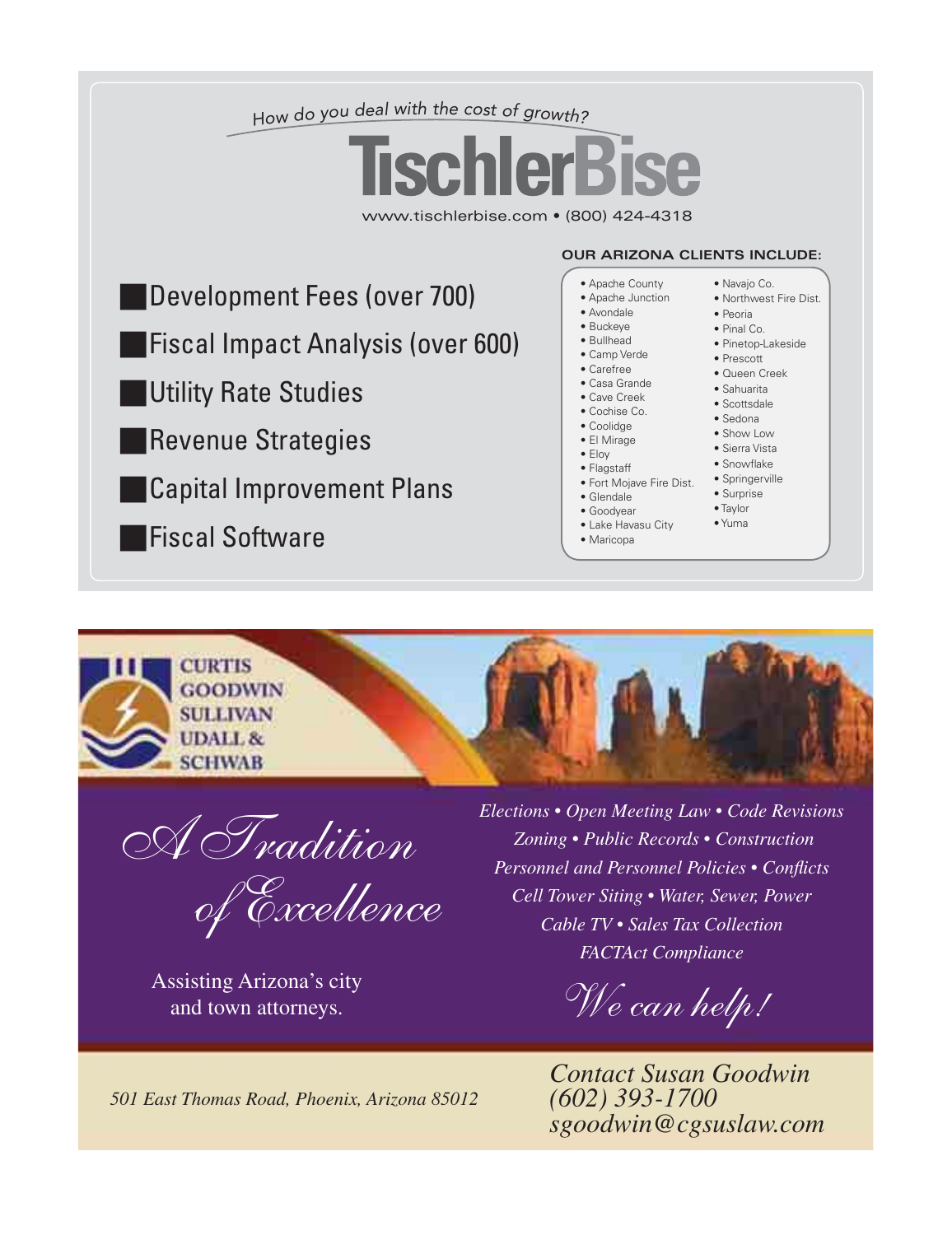How do you deal with the cost of growth?

# TischlerBise

www.tischlerbise.com • (800) 424-4318

- Development Fees (over 700)
- Fiscal Impact Analysis (over 600)
- Utility Rate Studies
- Revenue Strategies
- Capital Improvement Plans
- Fiscal Software

**OUR ARIZONA CLIENTS INCLUDE:**

- Apache County
- Apache Junction
- Avondale
- Buckeye
- Bullhead
- Camp Verde
- Carefree
- Casa Grande
- Cave Creek
- Cochise Co.
- Coolidge
- El Mirage
- Eloy
- Flagstaff
- Fort Mojave Fire Dist.
- Glendale
- Goodyear
- Lake Havasu City
- Maricopa
- Navajo Co.
- Northwest Fire Dist.
- Peoria
- Pinal Co.
- Pinetop-Lakeside
- Prescott
- Queen Creek
- Sahuarita
- Scottsdale
- Sedona
- Show Low
- Sierra Vista
- Snowflake
- Springerville
- Surprise
- Taylor
- Yuma

---

**CURTIS GOODWIN SULLIVAN UDALL & SCHWAB**

*A Tradition of Excellence*

Assisting Arizona's city and town attorneys.

*Elections • Open Meeting Law • Code Revisions*
*Zoning • Public Records • Construction*
*Personnel and Personnel Policies • Conflicts*
*Cell Tower Siting • Water, Sewer, Power*
*Cable TV • Sales Tax Collection*
*FACTAct Compliance*

*We can help!*

*501 East Thomas Road, Phoenix, Arizona 85012*

*Contact Susan Goodwin*
*(602) 393-1700*
*sgoodwin@cgsuslaw.com*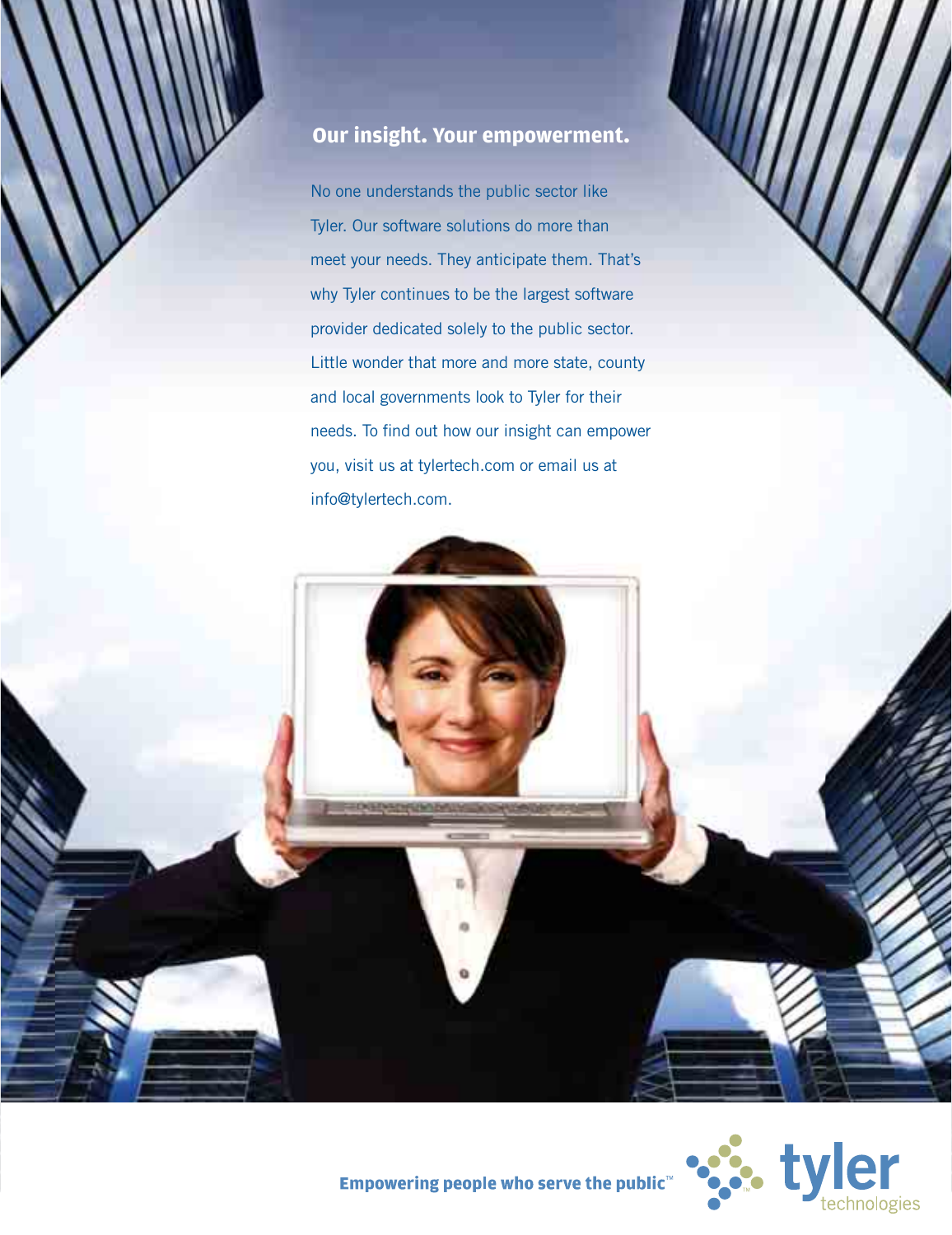**Our insight. Your empowerment.**

No one understands the public sector like Tyler. Our software solutions do more than meet your needs. They anticipate them. That's why Tyler continues to be the largest software provider dedicated solely to the public sector. Little wonder that more and more state, county and local governments look to Tyler for their needs. To find out how our insight can empower you, visit us at tylertech.com or email us at info@tylertech.com.

**Empowering people who serve the public™**

tyler technologies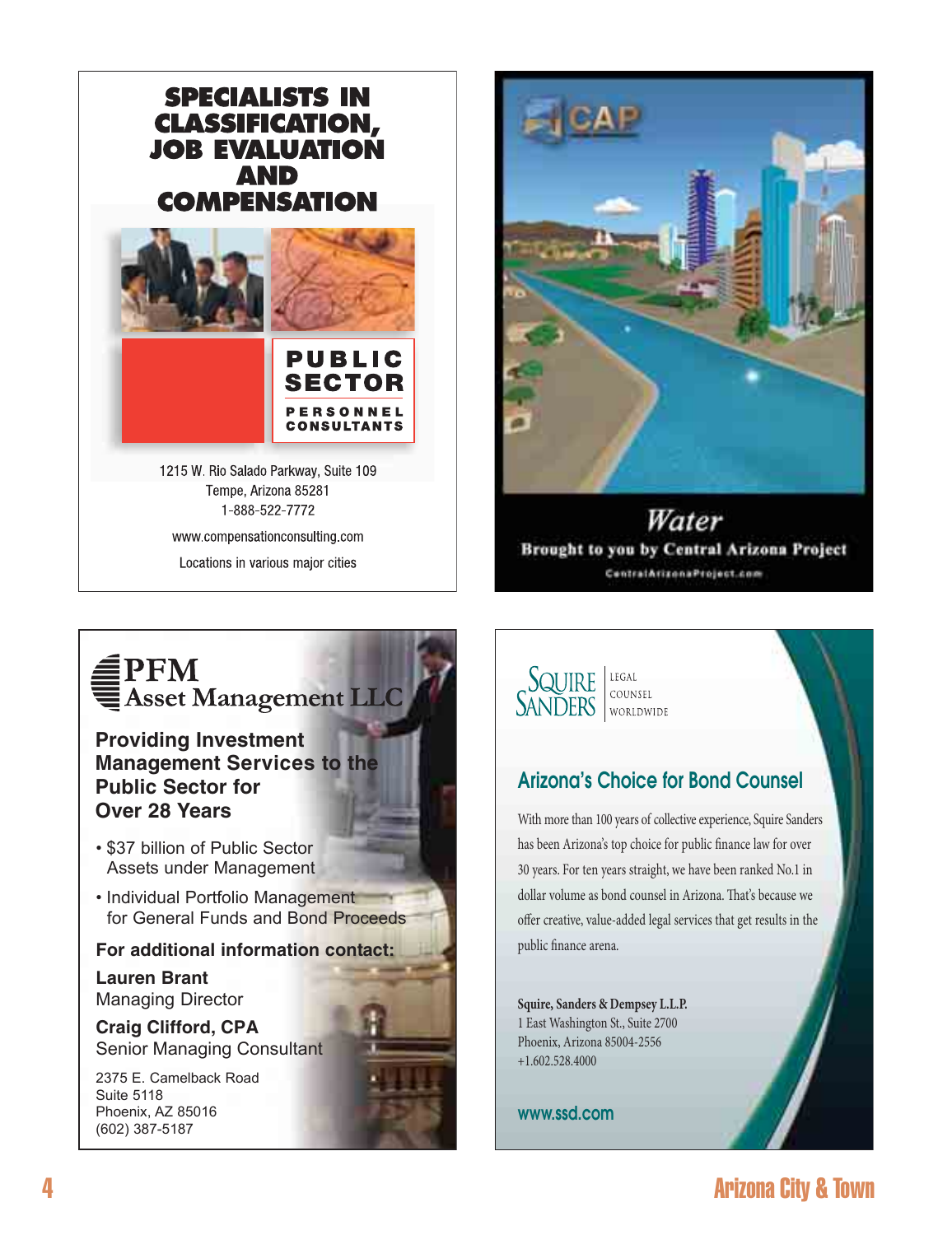# SPECIALISTS IN CLASSIFICATION, JOB EVALUATION AND COMPENSATION

**PUBLIC SECTOR**
**PERSONNEL CONSULTANTS**

1215 W. Rio Salado Parkway, Suite 109
Tempe, Arizona 85281
1-888-522-7772

www.compensationconsulting.com

Locations in various major cities

---

CAP

*Water*

**Brought to you by Central Arizona Project**

CentralArizonaProject.com

---

# PFM Asset Management LLC

**Providing Investment Management Services to the Public Sector for Over 28 Years**

- $37 billion of Public Sector Assets under Management
- Individual Portfolio Management for General Funds and Bond Proceeds

**For additional information contact:**

**Lauren Brant**
Managing Director

**Craig Clifford, CPA**
Senior Managing Consultant

2375 E. Camelback Road
Suite 5118
Phoenix, AZ 85016
(602) 387-5187

---

SQUIRE SANDERS | LEGAL COUNSEL WORLDWIDE

## Arizona's Choice for Bond Counsel

With more than 100 years of collective experience, Squire Sanders has been Arizona's top choice for public finance law for over 30 years. For ten years straight, we have been ranked No.1 in dollar volume as bond counsel in Arizona. That's because we offer creative, value-added legal services that get results in the public finance arena.

**Squire, Sanders & Dempsey L.L.P.**
1 East Washington St., Suite 2700
Phoenix, Arizona 85004-2556
+1.602.528.4000

www.ssd.com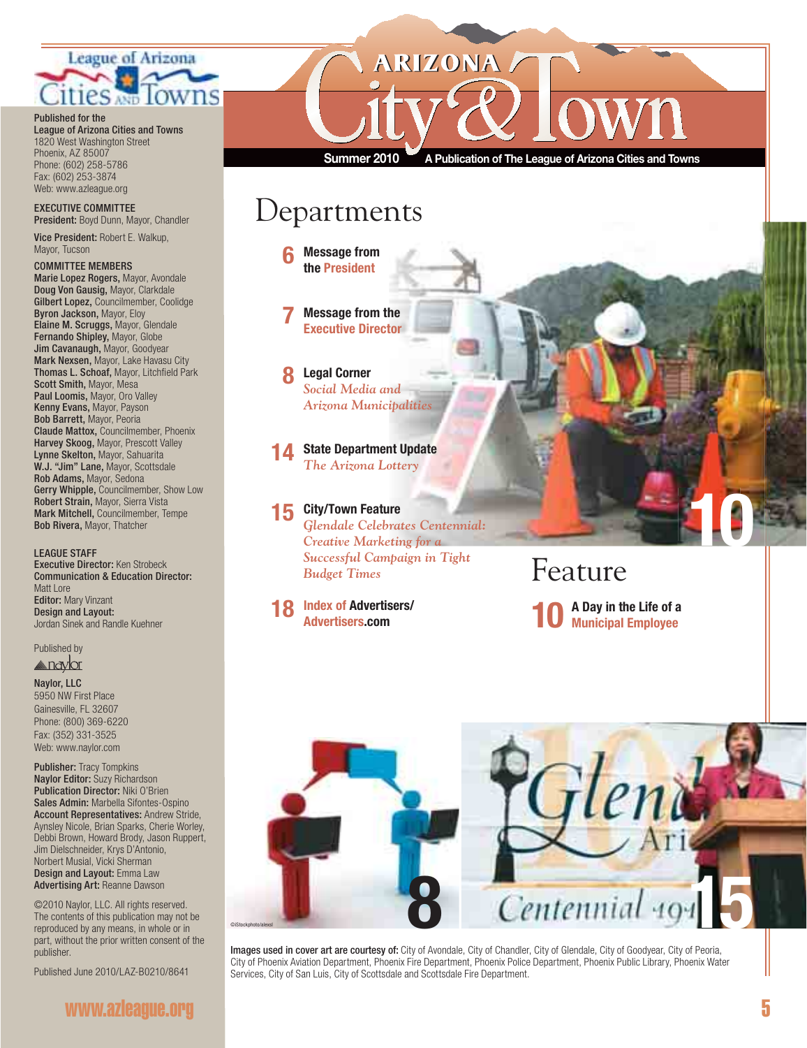# Arizona City & Town

**Summer 2010** — A Publication of The League of Arizona Cities and Towns

League of Arizona Cities and Towns

Published for the
**League of Arizona Cities and Towns**
1820 West Washington Street
Phoenix, AZ 85007
Phone: (602) 258-5786
Fax: (602) 253-3874
Web: www.azleague.org

**EXECUTIVE COMMITTEE**
**President:** Boyd Dunn, Mayor, Chandler

**Vice President:** Robert E. Walkup, Mayor, Tucson

**COMMITTEE MEMBERS**
**Marie Lopez Rogers,** Mayor, Avondale
**Doug Von Gausig,** Mayor, Clarkdale
**Gilbert Lopez,** Councilmember, Coolidge
**Byron Jackson,** Mayor, Eloy
**Elaine M. Scruggs,** Mayor, Glendale
**Fernando Shipley,** Mayor, Globe
**Jim Cavanaugh,** Mayor, Goodyear
**Mark Nexsen,** Mayor, Lake Havasu City
**Thomas L. Schoaf,** Mayor, Litchfield Park
**Scott Smith,** Mayor, Mesa
**Paul Loomis,** Mayor, Oro Valley
**Kenny Evans,** Mayor, Payson
**Bob Barrett,** Mayor, Peoria
**Claude Mattox,** Councilmember, Phoenix
**Harvey Skoog,** Mayor, Prescott Valley
**Lynne Skelton,** Mayor, Sahuarita
**W.J. "Jim" Lane,** Mayor, Scottsdale
**Rob Adams,** Mayor, Sedona
**Gerry Whipple,** Councilmember, Show Low
**Robert Strain,** Mayor, Sierra Vista
**Mark Mitchell,** Councilmember, Tempe
**Bob Rivera,** Mayor, Thatcher

**LEAGUE STAFF**
**Executive Director:** Ken Strobeck
**Communication & Education Director:** Matt Lore
**Editor:** Mary Vinzant
**Design and Layout:** Jordan Sinek and Randle Kuehner

Published by
naylor

**Naylor, LLC**
5950 NW First Place
Gainesville, FL 32607
Phone: (800) 369-6220
Fax: (352) 331-3525
Web: www.naylor.com

**Publisher:** Tracy Tompkins
**Naylor Editor:** Suzy Richardson
**Publication Director:** Niki O'Brien
**Sales Admin:** Marbella Sifontes-Ospino
**Account Representatives:** Andrew Stride, Aynsley Nicole, Brian Sparks, Cherie Worley, Debbi Brown, Howard Brody, Jason Ruppert, Jim Dielschneider, Krys D'Antonio, Norbert Musial, Vicki Sherman
**Design and Layout:** Emma Law
**Advertising Art:** Reanne Dawson

©2010 Naylor, LLC. All rights reserved. The contents of this publication may not be reproduced by any means, in whole or in part, without the prior written consent of the publisher.

Published June 2010/LAZ-B0210/8641

## Departments

**6** **Message from the President**

**7** **Message from the Executive Director**

**8** **Legal Corner**
*Social Media and Arizona Municipalities*

**14** **State Department Update**
*The Arizona Lottery*

**15** **City/Town Feature**
*Glendale Celebrates Centennial: Creative Marketing for a Successful Campaign in Tight Budget Times*

**18** **Index of Advertisers/ Advertisers.com**

## Feature

**10** **A Day in the Life of a Municipal Employee**

©iStockphoto/alexsl

**Images used in cover art are courtesy of:** City of Avondale, City of Chandler, City of Glendale, City of Goodyear, City of Peoria, City of Phoenix Aviation Department, Phoenix Fire Department, Phoenix Police Department, Phoenix Public Library, Phoenix Water Services, City of San Luis, City of Scottsdale and Scottsdale Fire Department.

www.azleague.org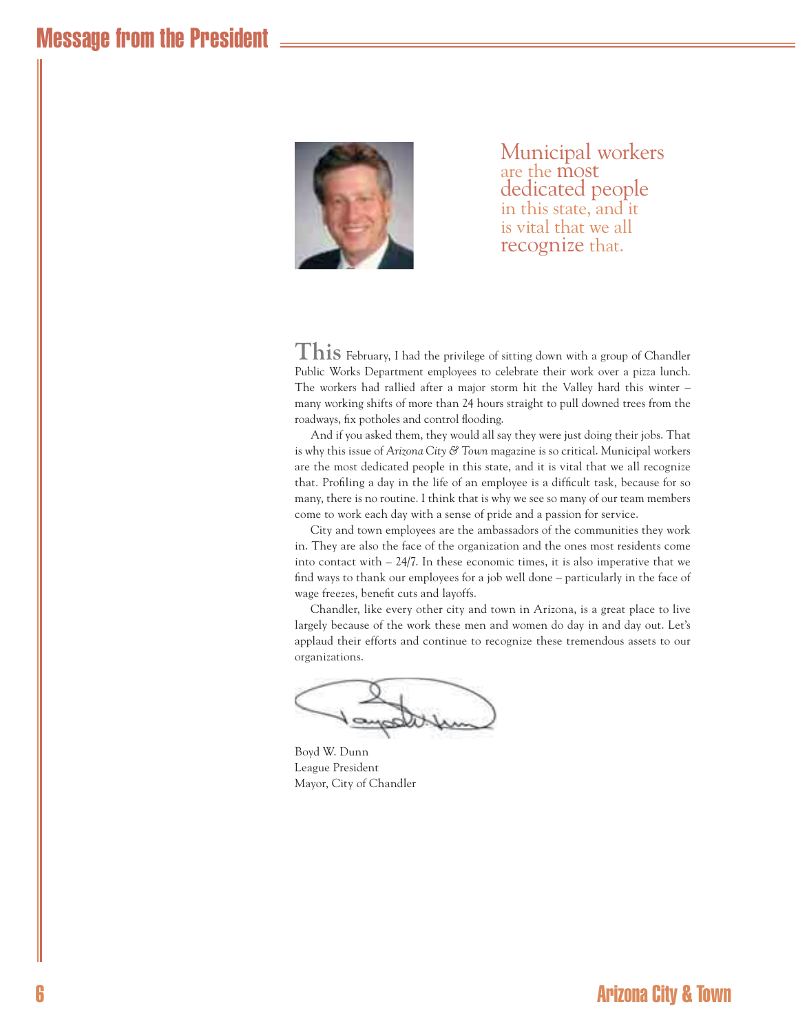# Message from the President

> Municipal workers are the most dedicated people in this state, and it is vital that we all recognize that.

**This** February, I had the privilege of sitting down with a group of Chandler Public Works Department employees to celebrate their work over a pizza lunch. The workers had rallied after a major storm hit the Valley hard this winter – many working shifts of more than 24 hours straight to pull downed trees from the roadways, fix potholes and control flooding.

And if you asked them, they would all say they were just doing their jobs. That is why this issue of *Arizona City & Town* magazine is so critical. Municipal workers are the most dedicated people in this state, and it is vital that we all recognize that. Profiling a day in the life of an employee is a difficult task, because for so many, there is no routine. I think that is why we see so many of our team members come to work each day with a sense of pride and a passion for service.

City and town employees are the ambassadors of the communities they work in. They are also the face of the organization and the ones most residents come into contact with – 24/7. In these economic times, it is also imperative that we find ways to thank our employees for a job well done – particularly in the face of wage freezes, benefit cuts and layoffs.

Chandler, like every other city and town in Arizona, is a great place to live largely because of the work these men and women do day in and day out. Let's applaud their efforts and continue to recognize these tremendous assets to our organizations.

Boyd W. Dunn
League President
Mayor, City of Chandler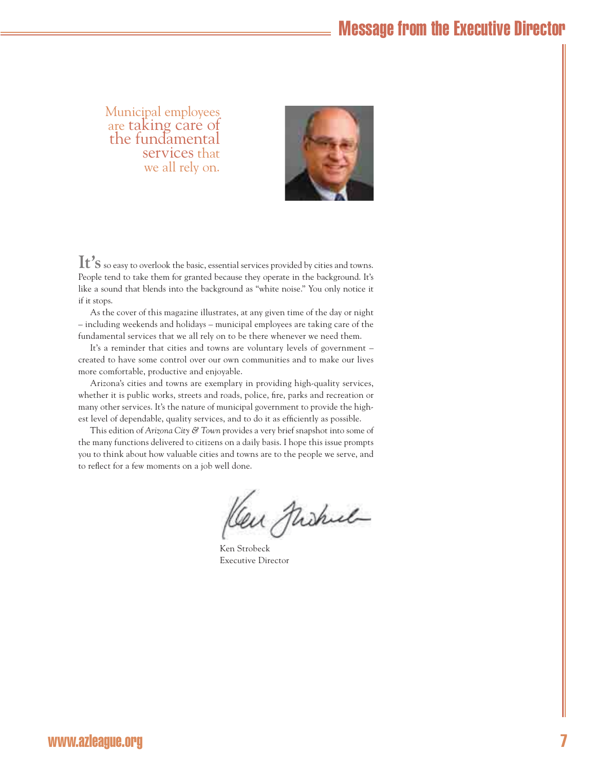# Message from the Executive Director

Municipal employees are taking care of the fundamental services that we all rely on.

**It's** so easy to overlook the basic, essential services provided by cities and towns. People tend to take them for granted because they operate in the background. It's like a sound that blends into the background as "white noise." You only notice it if it stops.

As the cover of this magazine illustrates, at any given time of the day or night – including weekends and holidays – municipal employees are taking care of the fundamental services that we all rely on to be there whenever we need them.

It's a reminder that cities and towns are voluntary levels of government – created to have some control over our own communities and to make our lives more comfortable, productive and enjoyable.

Arizona's cities and towns are exemplary in providing high-quality services, whether it is public works, streets and roads, police, fire, parks and recreation or many other services. It's the nature of municipal government to provide the highest level of dependable, quality services, and to do it as efficiently as possible.

This edition of *Arizona City & Town* provides a very brief snapshot into some of the many functions delivered to citizens on a daily basis. I hope this issue prompts you to think about how valuable cities and towns are to the people we serve, and to reflect for a few moments on a job well done.

Ken Strobeck
Executive Director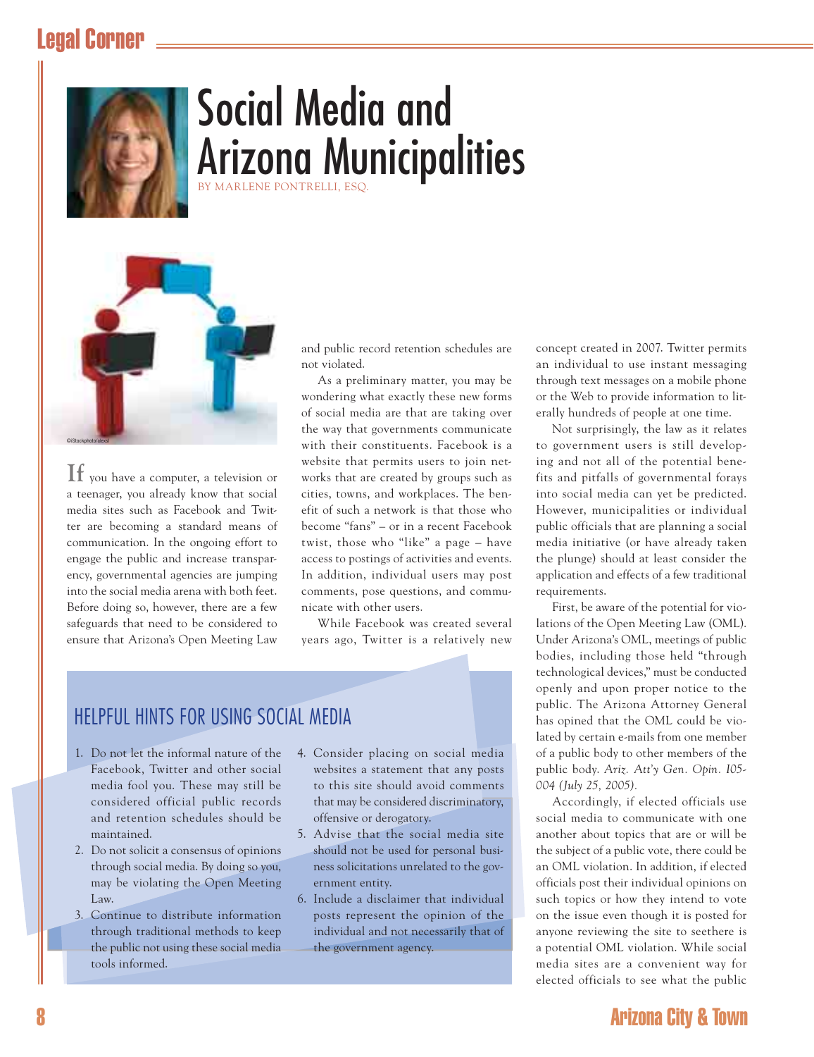# Social Media and Arizona Municipalities

BY MARLENE PONTRELLI, ESQ.

©iStockphoto/alexsl

If you have a computer, a television or a teenager, you already know that social media sites such as Facebook and Twitter are becoming a standard means of communication. In the ongoing effort to engage the public and increase transparency, governmental agencies are jumping into the social media arena with both feet. Before doing so, however, there are a few safeguards that need to be considered to ensure that Arizona's Open Meeting Law and public record retention schedules are not violated.

As a preliminary matter, you may be wondering what exactly these new forms of social media are that are taking over the way that governments communicate with their constituents. Facebook is a website that permits users to join networks that are created by groups such as cities, towns, and workplaces. The benefit of such a network is that those who become "fans" – or in a recent Facebook twist, those who "like" a page – have access to postings of activities and events. In addition, individual users may post comments, pose questions, and communicate with other users.

While Facebook was created several years ago, Twitter is a relatively new concept created in 2007. Twitter permits an individual to use instant messaging through text messages on a mobile phone or the Web to provide information to literally hundreds of people at one time.

Not surprisingly, the law as it relates to government users is still developing and not all of the potential benefits and pitfalls of governmental forays into social media can yet be predicted. However, municipalities or individual public officials that are planning a social media initiative (or have already taken the plunge) should at least consider the application and effects of a few traditional requirements.

First, be aware of the potential for violations of the Open Meeting Law (OML). Under Arizona's OML, meetings of public bodies, including those held "through technological devices," must be conducted openly and upon proper notice to the public. The Arizona Attorney General has opined that the OML could be violated by certain e-mails from one member of a public body to other members of the public body. *Ariz. Att'y Gen. Opin. I05-004 (July 25, 2005).*

Accordingly, if elected officials use social media to communicate with one another about topics that are or will be the subject of a public vote, there could be an OML violation. In addition, if elected officials post their individual opinions on such topics or how they intend to vote on the issue even though it is posted for anyone reviewing the site to see there is a potential OML violation. While social media sites are a convenient way for elected officials to see what the public

## HELPFUL HINTS FOR USING SOCIAL MEDIA

1. Do not let the informal nature of the Facebook, Twitter and other social media fool you. These may still be considered official public records and retention schedules should be maintained.
2. Do not solicit a consensus of opinions through social media. By doing so you, may be violating the Open Meeting Law.
3. Continue to distribute information through traditional methods to keep the public not using these social media tools informed.
4. Consider placing on social media websites a statement that any posts to this site should avoid comments that may be considered discriminatory, offensive or derogatory.
5. Advise that the social media site should not be used for personal business solicitations unrelated to the government entity.
6. Include a disclaimer that individual posts represent the opinion of the individual and not necessarily that of the government agency.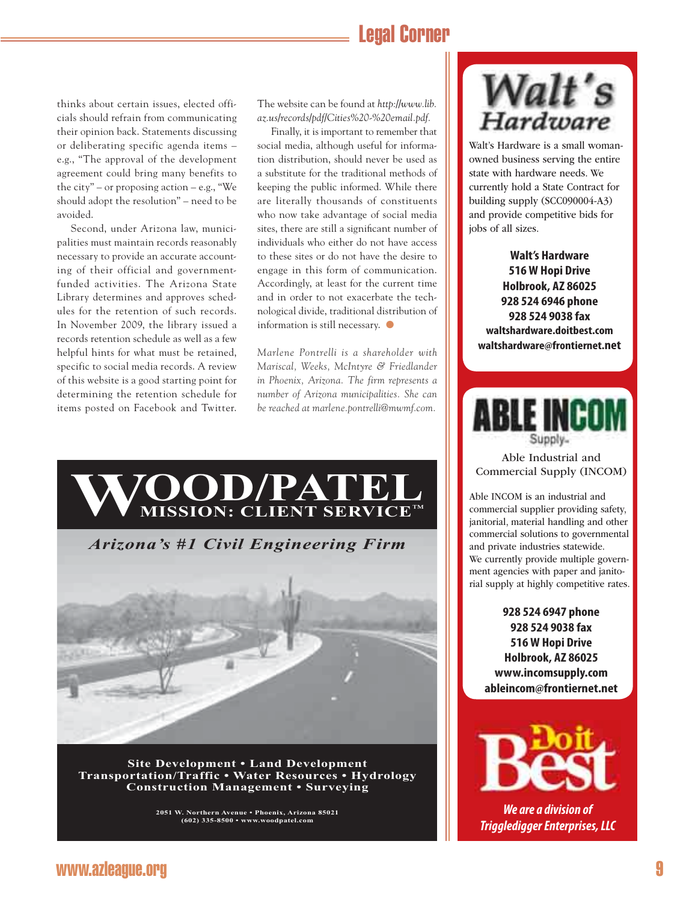thinks about certain issues, elected officials should refrain from communicating their opinion back. Statements discussing or deliberating specific agenda items – e.g., "The approval of the development agreement could bring many benefits to the city" – or proposing action – e.g., "We should adopt the resolution" – need to be avoided.

Second, under Arizona law, municipalities must maintain records reasonably necessary to provide an accurate accounting of their official and government-funded activities. The Arizona State Library determines and approves schedules for the retention of such records. In November 2009, the library issued a records retention schedule as well as a few helpful hints for what must be retained, specific to social media records. A review of this website is a good starting point for determining the retention schedule for items posted on Facebook and Twitter. The website can be found at *http://www.lib.az.us/records/pdf/Cities%20-%20email.pdf.*

Finally, it is important to remember that social media, although useful for information distribution, should never be used as a substitute for the traditional methods of keeping the public informed. While there are literally thousands of constituents who now take advantage of social media sites, there are still a significant number of individuals who either do not have access to these sites or do not have the desire to engage in this form of communication. Accordingly, at least for the current time and in order to not exacerbate the technological divide, traditional distribution of information is still necessary.

*Marlene Pontrelli is a shareholder with Mariscal, Weeks, McIntyre & Friedlander in Phoenix, Arizona. The firm represents a number of Arizona municipalities. She can be reached at marlene.pontrelli@mwmf.com.*

---

**WOOD/PATEL**
**MISSION: CLIENT SERVICE™**

*Arizona's #1 Civil Engineering Firm*

**Site Development • Land Development**
**Transportation/Traffic • Water Resources • Hydrology**
**Construction Management • Surveying**

2051 W. Northern Avenue • Phoenix, Arizona 85021
(602) 335-8500 • www.woodpatel.com

---

**Walt's Hardware**

Walt's Hardware is a small woman-owned business serving the entire state with hardware needs. We currently hold a State Contract for building supply (SCC090004-A3) and provide competitive bids for jobs of all sizes.

**Walt's Hardware**
**516 W Hopi Drive**
**Holbrook, AZ 86025**
**928 524 6946 phone**
**928 524 9038 fax**
**waltshardware.doitbest.com**
**waltshardware@frontiernet.net**

---

**ABLE INCOM Supply**

Able Industrial and Commercial Supply (INCOM)

Able INCOM is an industrial and commercial supplier providing safety, janitorial, material handling and other commercial solutions to governmental and private industries statewide. We currently provide multiple government agencies with paper and janitorial supply at highly competitive rates.

**928 524 6947 phone**
**928 524 9038 fax**
**516 W Hopi Drive**
**Holbrook, AZ 86025**
**www.incomsupply.com**
**ableincom@frontiernet.net**

---

**Do it Best**

***We are a division of Triggledigger Enterprises, LLC***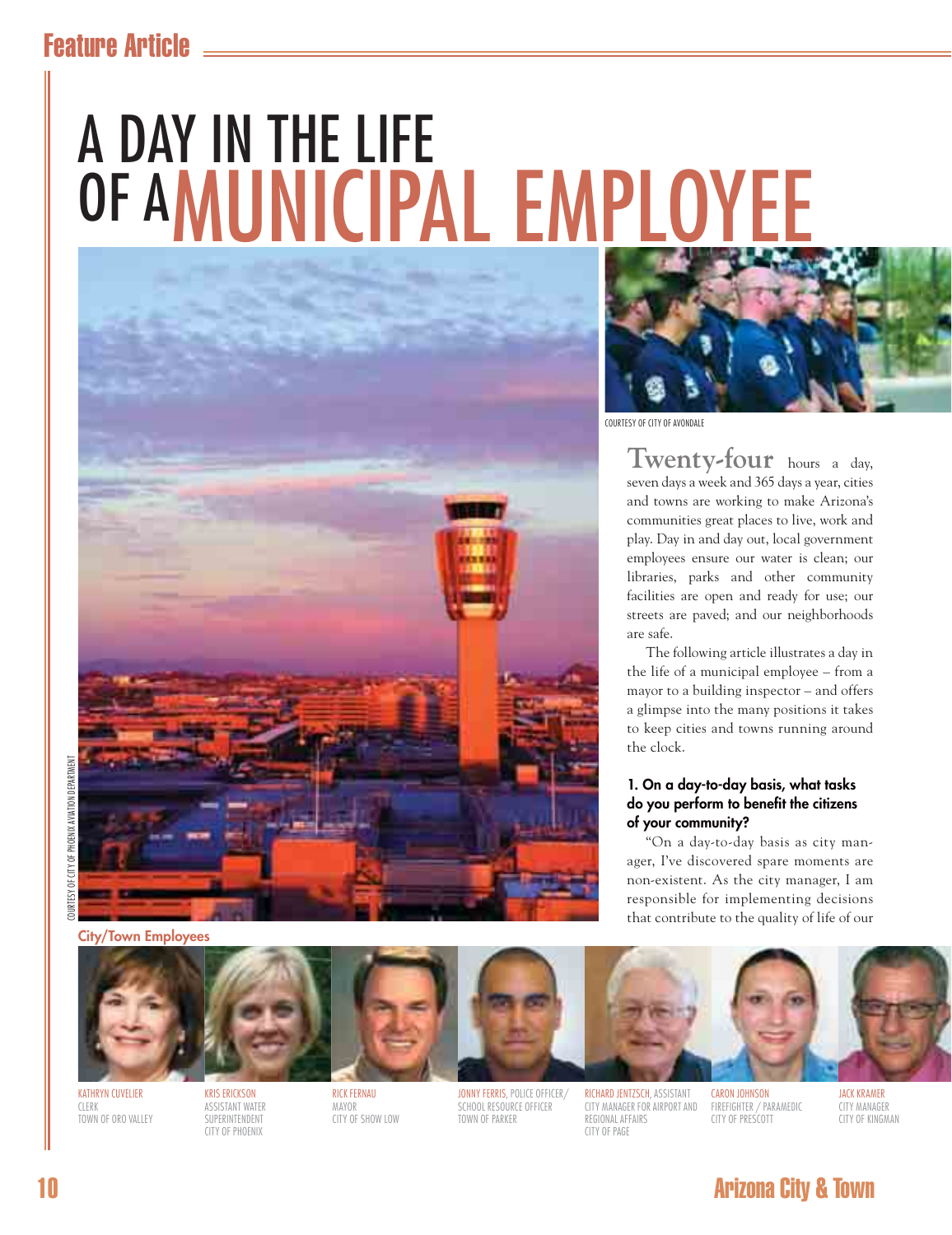# A DAY IN THE LIFE OF A MUNICIPAL EMPLOYEE

COURTESY OF CITY OF PHOENIX AVIATION DEPARTMENT

COURTESY OF CITY OF AVONDALE

**Twenty-four** hours a day, seven days a week and 365 days a year, cities and towns are working to make Arizona's communities great places to live, work and play. Day in and day out, local government employees ensure our water is clean; our libraries, parks and other community facilities are open and ready for use; our streets are paved; and our neighborhoods are safe.

The following article illustrates a day in the life of a municipal employee – from a mayor to a building inspector – and offers a glimpse into the many positions it takes to keep cities and towns running around the clock.

### 1. On a day-to-day basis, what tasks do you perform to benefit the citizens of your community?

"On a day-to-day basis as city manager, I've discovered spare moments are non-existent. As the city manager, I am responsible for implementing decisions that contribute to the quality of life of our

**City/Town Employees**

KATHRYN CUVELIER
CLERK
TOWN OF ORO VALLEY

KRIS ERICKSON
ASSISTANT WATER SUPERINTENDENT
CITY OF PHOENIX

RICK FERNAU
MAYOR
CITY OF SHOW LOW

JONNY FERRIS, POLICE OFFICER/ SCHOOL RESOURCE OFFICER
TOWN OF PARKER

RICHARD JENTZSCH, ASSISTANT CITY MANAGER FOR AIRPORT AND REGIONAL AFFAIRS
CITY OF PAGE

CARON JOHNSON
FIREFIGHTER / PARAMEDIC
CITY OF PRESCOTT

JACK KRAMER
CITY MANAGER
CITY OF KINGMAN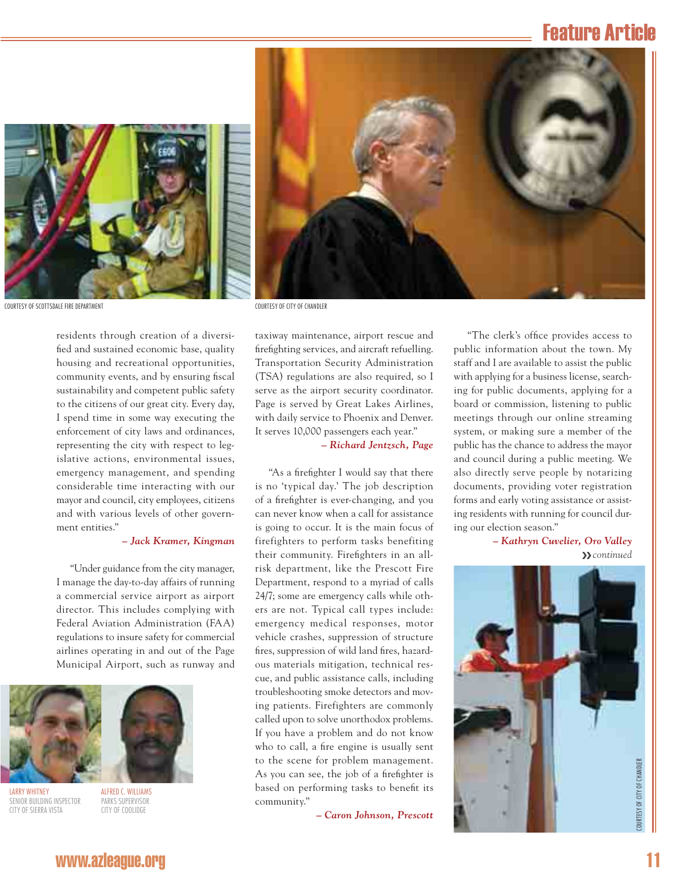COURTESY OF SCOTTSDALE FIRE DEPARTMENT

COURTESY OF CITY OF CHANDLER

residents through creation of a diversified and sustained economic base, quality housing and recreational opportunities, community events, and by ensuring fiscal sustainability and competent public safety to the citizens of our great city. Every day, I spend time in some way executing the enforcement of city laws and ordinances, representing the city with respect to legislative actions, environmental issues, emergency management, and spending considerable time interacting with our mayor and council, city employees, citizens and with various levels of other government entities."

*– Jack Kramer, Kingman*

"Under guidance from the city manager, I manage the day-to-day affairs of running a commercial service airport as airport director. This includes complying with Federal Aviation Administration (FAA) regulations to insure safety for commercial airlines operating in and out of the Page Municipal Airport, such as runway and taxiway maintenance, airport rescue and firefighting services, and aircraft refuelling. Transportation Security Administration (TSA) regulations are also required, so I serve as the airport security coordinator. Page is served by Great Lakes Airlines, with daily service to Phoenix and Denver. It serves 10,000 passengers each year."

*– Richard Jentzsch, Page*

LARRY WHITNEY
SENIOR BUILDING INSPECTOR
CITY OF SIERRA VISTA

ALFRED C. WILLIAMS
PARKS SUPERVISOR
CITY OF COOLIDGE

"As a firefighter I would say that there is no 'typical day.' The job description of a firefighter is ever-changing, and you can never know when a call for assistance is going to occur. It is the main focus of firefighters to perform tasks benefiting their community. Firefighters in an all-risk department, like the Prescott Fire Department, respond to a myriad of calls 24/7; some are emergency calls while others are not. Typical call types include: emergency medical responses, motor vehicle crashes, suppression of structure fires, suppression of wild land fires, hazardous materials mitigation, technical rescue, and public assistance calls, including troubleshooting smoke detectors and moving patients. Firefighters are commonly called upon to solve unorthodox problems. If you have a problem and do not know who to call, a fire engine is usually sent to the scene for problem management. As you can see, the job of a firefighter is based on performing tasks to benefit its community."

*– Caron Johnson, Prescott*

"The clerk's office provides access to public information about the town. My staff and I are available to assist the public with applying for a business license, searching for public documents, applying for a board or commission, listening to public meetings through our online streaming system, or making sure a member of the public has the chance to address the mayor and council during a public meeting. We also directly serve people by notarizing documents, providing voter registration forms and early voting assistance or assisting residents with running for council during our election season."

*– Kathryn Cuvelier, Oro Valley*

*continued*

COURTESY OF CITY OF CHANDLER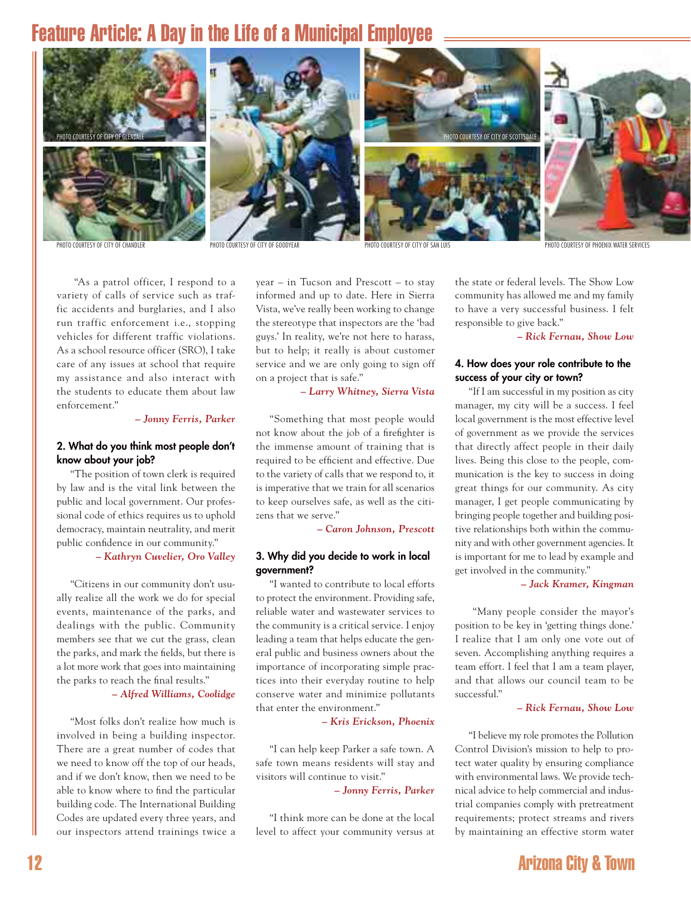# Feature Article: A Day in the Life of a Municipal Employee

PHOTO COURTESY OF CITY OF GLENDALE

PHOTO COURTESY OF CITY OF CHANDLER

PHOTO COURTESY OF CITY OF GOODYEAR

PHOTO COURTESY OF CITY OF SCOTTSDALE

PHOTO COURTESY OF CITY OF SAN LUIS

PHOTO COURTESY OF PHOENIX WATER SERVICES

"As a patrol officer, I respond to a variety of calls of service such as traffic accidents and burglaries, and I also run traffic enforcement i.e., stopping vehicles for different traffic violations. As a school resource officer (SRO), I take care of any issues at school that require my assistance and also interact with the students to educate them about law enforcement."

*– Jonny Ferris, Parker*

### 2. What do you think most people don't know about your job?

"The position of town clerk is required by law and is the vital link between the public and local government. Our professional code of ethics requires us to uphold democracy, maintain neutrality, and merit public confidence in our community."

*– Kathryn Cuvelier, Oro Valley*

"Citizens in our community don't usually realize all the work we do for special events, maintenance of the parks, and dealings with the public. Community members see that we cut the grass, clean the parks, and mark the fields, but there is a lot more work that goes into maintaining the parks to reach the final results."

*– Alfred Williams, Coolidge*

"Most folks don't realize how much is involved in being a building inspector. There are a great number of codes that we need to know off the top of our heads, and if we don't know, then we need to be able to know where to find the particular building code. The International Building Codes are updated every three years, and our inspectors attend trainings twice a year – in Tucson and Prescott – to stay informed and up to date. Here in Sierra Vista, we've really been working to change the stereotype that inspectors are the 'bad guys.' In reality, we're not here to harass, but to help; it really is about customer service and we are only going to sign off on a project that is safe."

*– Larry Whitney, Sierra Vista*

"Something that most people would not know about the job of a firefighter is the immense amount of training that is required to be efficient and effective. Due to the variety of calls that we respond to, it is imperative that we train for all scenarios to keep ourselves safe, as well as the citizens that we serve."

*– Caron Johnson, Prescott*

### 3. Why did you decide to work in local government?

"I wanted to contribute to local efforts to protect the environment. Providing safe, reliable water and wastewater services to the community is a critical service. I enjoy leading a team that helps educate the general public and business owners about the importance of incorporating simple practices into their everyday routine to help conserve water and minimize pollutants that enter the environment."

*– Kris Erickson, Phoenix*

"I can help keep Parker a safe town. A safe town means residents will stay and visitors will continue to visit."

*– Jonny Ferris, Parker*

"I think more can be done at the local level to affect your community versus at the state or federal levels. The Show Low community has allowed me and my family to have a very successful business. I felt responsible to give back."

*– Rick Fernau, Show Low*

### 4. How does your role contribute to the success of your city or town?

"If I am successful in my position as city manager, my city will be a success. I feel local government is the most effective level of government as we provide the services that directly affect people in their daily lives. Being this close to the people, communication is the key to success in doing great things for our community. As city manager, I get people communicating by bringing people together and building positive relationships both within the community and with other government agencies. It is important for me to lead by example and get involved in the community."

*– Jack Kramer, Kingman*

"Many people consider the mayor's position to be key in 'getting things done.' I realize that I am only one vote out of seven. Accomplishing anything requires a team effort. I feel that I am a team player, and that allows our council team to be successful."

*– Rick Fernau, Show Low*

"I believe my role promotes the Pollution Control Division's mission to help to protect water quality by ensuring compliance with environmental laws. We provide technical advice to help commercial and industrial companies comply with pretreatment requirements; protect streams and rivers by maintaining an effective storm water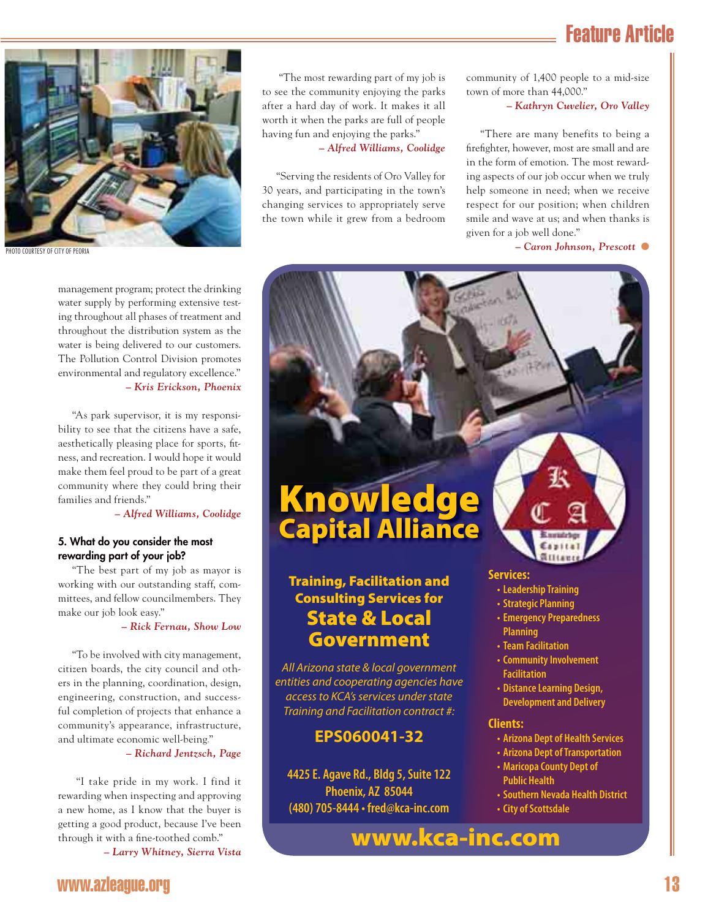PHOTO COURTESY OF CITY OF PEORIA

management program; protect the drinking water supply by performing extensive testing throughout all phases of treatment and throughout the distribution system as the water is being delivered to our customers. The Pollution Control Division promotes environmental and regulatory excellence."

*– Kris Erickson, Phoenix*

"As park supervisor, it is my responsibility to see that the citizens have a safe, aesthetically pleasing place for sports, fitness, and recreation. I would hope it would make them feel proud to be part of a great community where they could bring their families and friends."

*– Alfred Williams, Coolidge*

**5. What do you consider the most rewarding part of your job?**

"The best part of my job as mayor is working with our outstanding staff, committees, and fellow councilmembers. They make our job look easy."

*– Rick Fernau, Show Low*

"To be involved with city management, citizen boards, the city council and others in the planning, coordination, design, engineering, construction, and successful completion of projects that enhance a community's appearance, infrastructure, and ultimate economic well-being."

*– Richard Jentzsch, Page*

"I take pride in my work. I find it rewarding when inspecting and approving a new home, as I know that the buyer is getting a good product, because I've been through it with a fine-toothed comb."

*– Larry Whitney, Sierra Vista*

"The most rewarding part of my job is to see the community enjoying the parks after a hard day of work. It makes it all worth it when the parks are full of people having fun and enjoying the parks."

*– Alfred Williams, Coolidge*

"Serving the residents of Oro Valley for 30 years, and participating in the town's changing services to appropriately serve the town while it grew from a bedroom community of 1,400 people to a mid-size town of more than 44,000."

*– Kathryn Cuvelier, Oro Valley*

"There are many benefits to being a firefighter, however, most are small and are in the form of emotion. The most rewarding aspects of our job occur when we truly help someone in need; when we receive respect for our position; when children smile and wave at us; and when thanks is given for a job well done."

*– Caron Johnson, Prescott*

# Knowledge Capital Alliance

**Training, Facilitation and Consulting Services for State & Local Government**

*All Arizona state & local government entities and cooperating agencies have access to KCA's services under state Training and Facilitation contract #:*

**EPS060041-32**

4425 E. Agave Rd., Bldg 5, Suite 122
Phoenix, AZ 85044
(480) 705-8444 • fred@kca-inc.com

**Services:**
- Leadership Training
- Strategic Planning
- Emergency Preparedness Planning
- Team Facilitation
- Community Involvement Facilitation
- Distance Learning Design, Development and Delivery

**Clients:**
- Arizona Dept of Health Services
- Arizona Dept of Transportation
- Maricopa County Dept of Public Health
- Southern Nevada Health District
- City of Scottsdale

**www.kca-inc.com**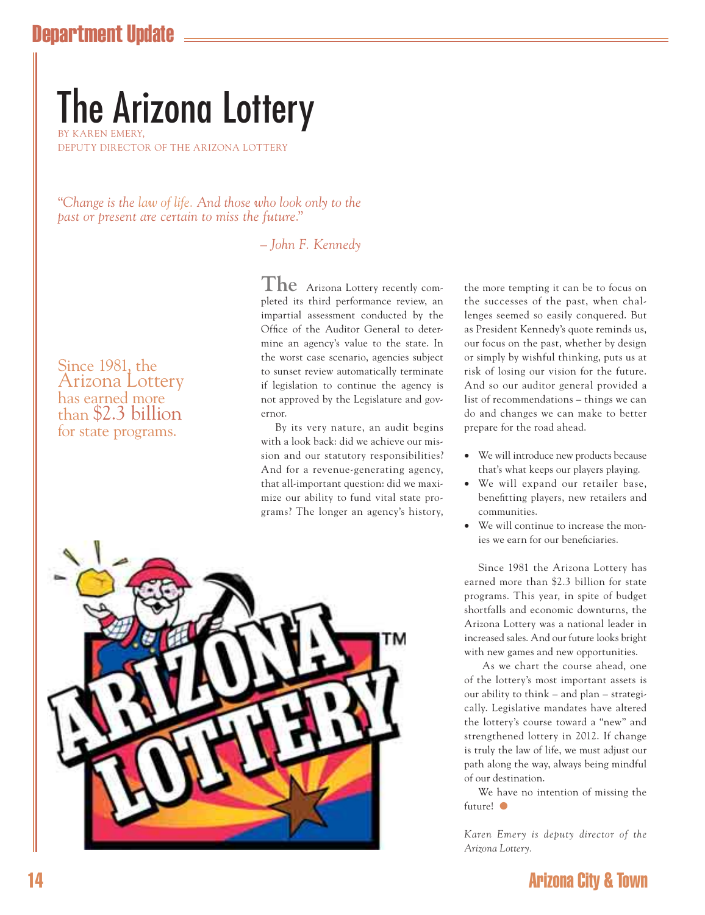# The Arizona Lottery

BY KAREN EMERY,
DEPUTY DIRECTOR OF THE ARIZONA LOTTERY

*"Change is the law of life. And those who look only to the past or present are certain to miss the future."*

*– John F. Kennedy*

Since 1981, the Arizona Lottery has earned more than $2.3 billion for state programs.

The Arizona Lottery recently completed its third performance review, an impartial assessment conducted by the Office of the Auditor General to determine an agency's value to the state. In the worst case scenario, agencies subject to sunset review automatically terminate if legislation to continue the agency is not approved by the Legislature and governor.

By its very nature, an audit begins with a look back: did we achieve our mission and our statutory responsibilities? And for a revenue-generating agency, that all-important question: did we maximize our ability to fund vital state programs? The longer an agency's history, the more tempting it can be to focus on the successes of the past, when challenges seemed so easily conquered. But as President Kennedy's quote reminds us, our focus on the past, whether by design or simply by wishful thinking, puts us at risk of losing our vision for the future. And so our auditor general provided a list of recommendations – things we can do and changes we can make to better prepare for the road ahead.

- We will introduce new products because that's what keeps our players playing.
- We will expand our retailer base, benefitting players, new retailers and communities.
- We will continue to increase the monies we earn for our beneficiaries.

Since 1981 the Arizona Lottery has earned more than $2.3 billion for state programs. This year, in spite of budget shortfalls and economic downturns, the Arizona Lottery was a national leader in increased sales. And our future looks bright with new games and new opportunities.

As we chart the course ahead, one of the lottery's most important assets is our ability to think – and plan – strategically. Legislative mandates have altered the lottery's course toward a "new" and strengthened lottery in 2012. If change is truly the law of life, we must adjust our path along the way, always being mindful of our destination.

We have no intention of missing the future!

*Karen Emery is deputy director of the Arizona Lottery.*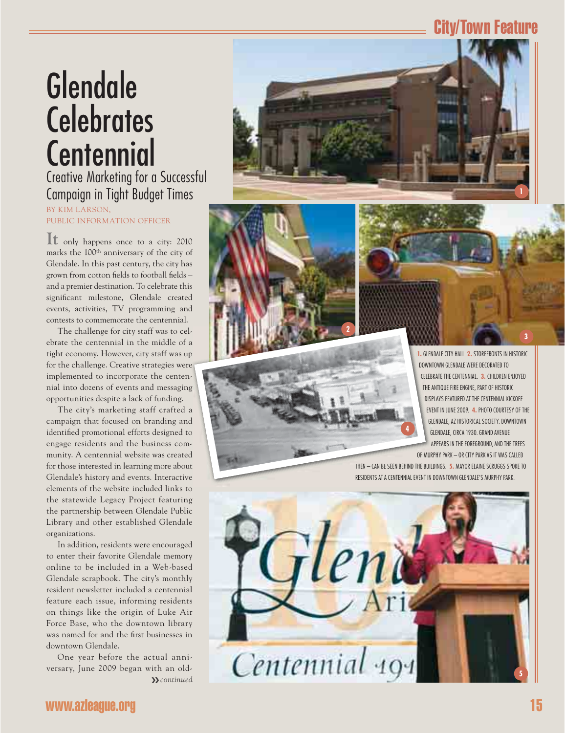# Glendale Celebrates Centennial

## Creative Marketing for a Successful Campaign in Tight Budget Times

BY KIM LARSON, PUBLIC INFORMATION OFFICER

It only happens once to a city: 2010 marks the 100th anniversary of the city of Glendale. In this past century, the city has grown from cotton fields to football fields – and a premier destination. To celebrate this significant milestone, Glendale created events, activities, TV programming and contests to commemorate the centennial.

The challenge for city staff was to celebrate the centennial in the middle of a tight economy. However, city staff was up for the challenge. Creative strategies were implemented to incorporate the centennial into dozens of events and messaging opportunities despite a lack of funding.

The city's marketing staff crafted a campaign that focused on branding and identified promotional efforts designed to engage residents and the business community. A centennial website was created for those interested in learning more about Glendale's history and events. Interactive elements of the website included links to the statewide Legacy Project featuring the partnership between Glendale Public Library and other established Glendale organizations.

In addition, residents were encouraged to enter their favorite Glendale memory online to be included in a Web-based Glendale scrapbook. The city's monthly resident newsletter included a centennial feature each issue, informing residents on things like the origin of Luke Air Force Base, who the downtown library was named for and the first businesses in downtown Glendale.

One year before the actual anniversary, June 2009 began with an old-

*» continued*

**1.** GLENDALE CITY HALL **2.** STOREFRONTS IN HISTORIC DOWNTOWN GLENDALE WERE DECORATED TO CELEBRATE THE CENTENNIAL. **3.** CHILDREN ENJOYED THE ANTIQUE FIRE ENGINE, PART OF HISTORIC DISPLAYS FEATURED AT THE CENTENNIAL KICKOFF EVENT IN JUNE 2009. **4.** PHOTO COURTESY OF THE GLENDALE, AZ HISTORICAL SOCIETY. DOWNTOWN GLENDALE, CIRCA 1930. GRAND AVENUE APPEARS IN THE FOREGROUND, AND THE TREES OF MURPHY PARK – OR CITY PARK AS IT WAS CALLED THEN – CAN BE SEEN BEHIND THE BUILDINGS. **5.** MAYOR ELAINE SCRUGGS SPOKE TO RESIDENTS AT A CENTENNIAL EVENT IN DOWNTOWN GLENDALE'S MURPHY PARK.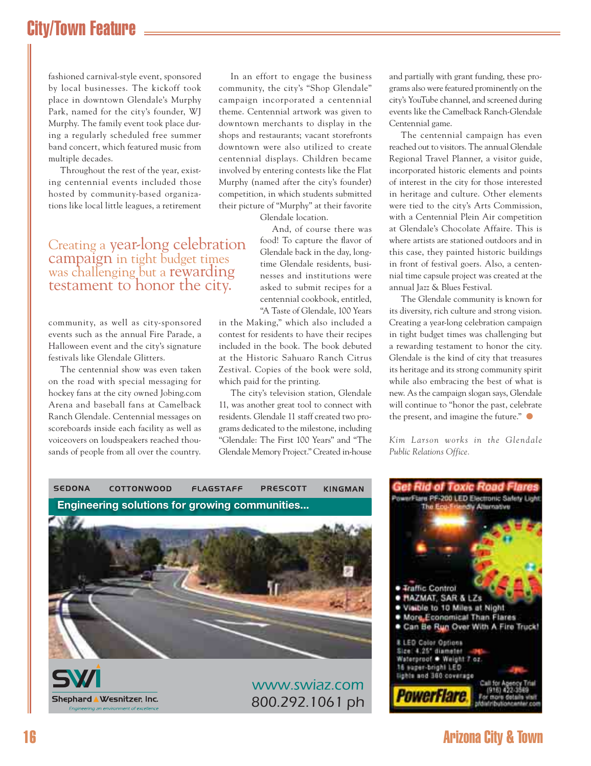fashioned carnival-style event, sponsored by local businesses. The kickoff took place in downtown Glendale's Murphy Park, named for the city's founder, WJ Murphy. The family event took place during a regularly scheduled free summer band concert, which featured music from multiple decades.

Throughout the rest of the year, existing centennial events included those hosted by community-based organizations like local little leagues, a retirement community, as well as city-sponsored events such as the annual Fire Parade, a Halloween event and the city's signature festivals like Glendale Glitters.

> Creating a year-long celebration campaign in tight budget times was challenging but a rewarding testament to honor the city.

The centennial show was even taken on the road with special messaging for hockey fans at the city owned Jobing.com Arena and baseball fans at Camelback Ranch Glendale. Centennial messages on scoreboards inside each facility as well as voiceovers on loudspeakers reached thousands of people from all over the country.

In an effort to engage the business community, the city's "Shop Glendale" campaign incorporated a centennial theme. Centennial artwork was given to downtown merchants to display in the shops and restaurants; vacant storefronts downtown were also utilized to create centennial displays. Children became involved by entering contests like the Flat Murphy (named after the city's founder) competition, in which students submitted their picture of "Murphy" at their favorite Glendale location.

And, of course there was food! To capture the flavor of Glendale back in the day, longtime Glendale residents, businesses and institutions were asked to submit recipes for a centennial cookbook, entitled, "A Taste of Glendale, 100 Years in the Making," which also included a contest for residents to have their recipes included in the book. The book debuted at the Historic Sahuaro Ranch Citrus Zestival. Copies of the book were sold, which paid for the printing.

The city's television station, Glendale 11, was another great tool to connect with residents. Glendale 11 staff created two programs dedicated to the milestone, including "Glendale: The First 100 Years" and "The Glendale Memory Project." Created in-house and partially with grant funding, these programs also were featured prominently on the city's YouTube channel, and screened during events like the Camelback Ranch-Glendale Centennial game.

The centennial campaign has even reached out to visitors. The annual Glendale Regional Travel Planner, a visitor guide, incorporated historic elements and points of interest in the city for those interested in heritage and culture. Other elements were tied to the city's Arts Commission, with a Centennial Plein Air competition at Glendale's Chocolate Affaire. This is where artists are stationed outdoors and in this case, they painted historic buildings in front of festival goers. Also, a centennial time capsule project was created at the annual Jazz & Blues Festival.

The Glendale community is known for its diversity, rich culture and strong vision. Creating a year-long celebration campaign in tight budget times was challenging but a rewarding testament to honor the city. Glendale is the kind of city that treasures its heritage and its strong community spirit while also embracing the best of what is new. As the campaign slogan says, Glendale will continue to "honor the past, celebrate the present, and imagine the future." ●

*Kim Larson works in the Glendale Public Relations Office.*

SEDONA COTTONWOOD FLAGSTAFF PRESCOTT KINGMAN

**Engineering solutions for growing communities...**

SWI Shephard Wesnitzer, Inc. *Engineering an environment of excellence*

www.swiaz.com
800.292.1061 ph

**Get Rid of Toxic Road Flares**
PowerFlare PF-200 LED Electronic Safety Light
The Eco-Friendly Alternative

- Traffic Control
- HAZMAT, SAR & LZs
- Visible to 10 Miles at Night
- More Economical Than Flares
- Can Be Run Over With A Fire Truck!

8 LED Color Options
Size: 4.25" diameter
Waterproof ● Weight 7 oz.
16 super-bright LED lights and 360 coverage

PowerFlare
Call for Agency Trial (916) 422-3569
For more details visit pfdistributioncenter.com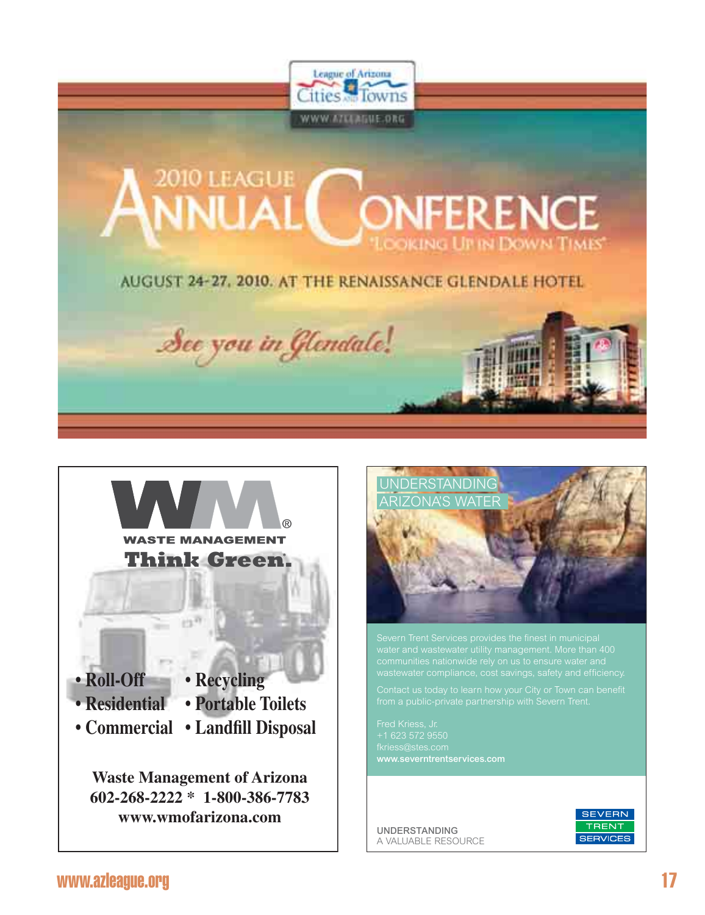League of Arizona Cities and Towns

WWW.AZLEAGUE.ORG

# 2010 LEAGUE ANNUAL CONFERENCE

"LOOKING UP IN DOWN TIMES"

AUGUST 24-27, 2010. AT THE RENAISSANCE GLENDALE HOTEL

*See you in Glendale!*

---

WM®

WASTE MANAGEMENT

**Think Green.**

- Roll-Off
- Residential
- Commercial
- Recycling
- Portable Toilets
- Landfill Disposal

**Waste Management of Arizona**
**602-268-2222 * 1-800-386-7783**
**www.wmofarizona.com**

---

UNDERSTANDING ARIZONA'S WATER

Severn Trent Services provides the finest in municipal water and wastewater utility management. More than 400 communities nationwide rely on us to ensure water and wastewater compliance, cost savings, safety and efficiency.

Contact us today to learn how your City or Town can benefit from a public-private partnership with Severn Trent.

Fred Kriess, Jr.
+1 623 572 9550
fkriess@stes.com
**www.severntrentservices.com**

UNDERSTANDING
A VALUABLE RESOURCE

SEVERN TRENT SERVICES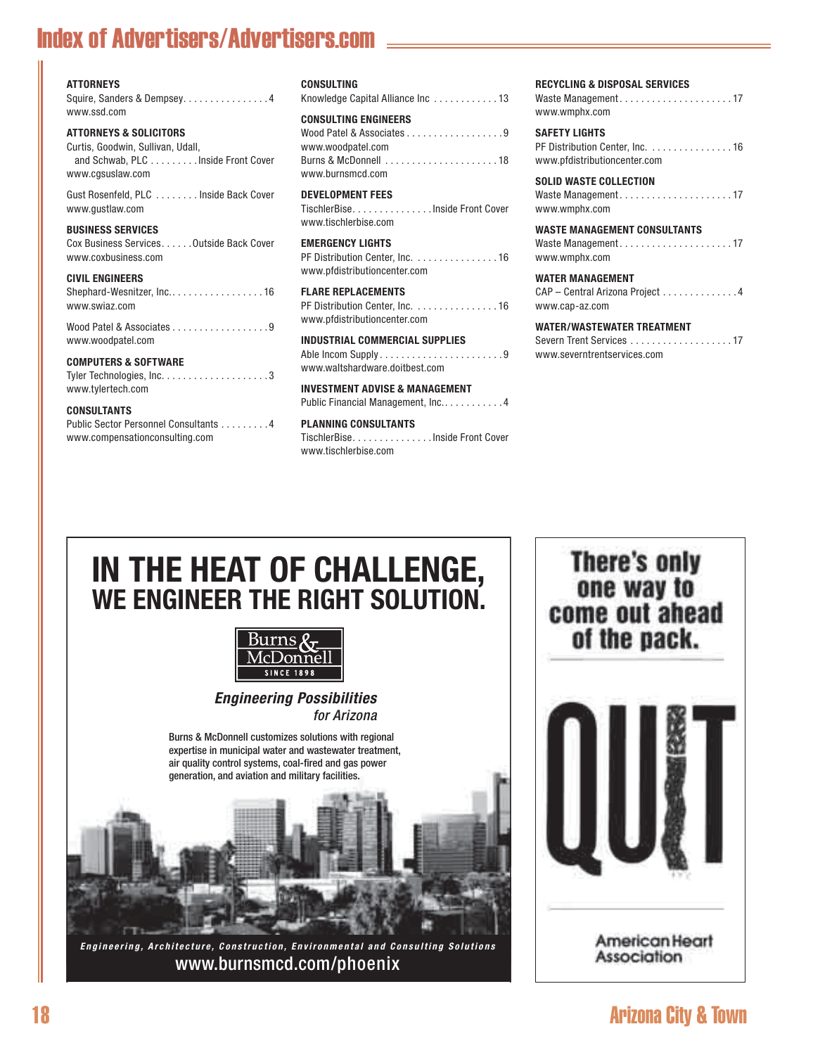# Index of Advertisers/Advertisers.com

**ATTORNEYS**
Squire, Sanders & Dempsey. . . . . . . . . . . . . . . . 4
www.ssd.com

**ATTORNEYS & SOLICITORS**
Curtis, Goodwin, Sullivan, Udall, and Schwab, PLC . . . . . . . . . Inside Front Cover
www.cgsuslaw.com

Gust Rosenfeld, PLC . . . . . . . . Inside Back Cover
www.gustlaw.com

**BUSINESS SERVICES**
Cox Business Services. . . . . . Outside Back Cover
www.coxbusiness.com

**CIVIL ENGINEERS**
Shephard-Wesnitzer, Inc.. . . . . . . . . . . . . . . . . 16
www.swiaz.com

Wood Patel & Associates . . . . . . . . . . . . . . . . . 9
www.woodpatel.com

**COMPUTERS & SOFTWARE**
Tyler Technologies, Inc. . . . . . . . . . . . . . . . . . . 3
www.tylertech.com

**CONSULTANTS**
Public Sector Personnel Consultants . . . . . . . . . 4
www.compensationconsulting.com

**CONSULTING**
Knowledge Capital Alliance Inc . . . . . . . . . . . . 13

**CONSULTING ENGINEERS**
Wood Patel & Associates . . . . . . . . . . . . . . . . . 9
www.woodpatel.com
Burns & McDonnell . . . . . . . . . . . . . . . . . . . . 18
www.burnsmcd.com

**DEVELOPMENT FEES**
TischlerBise. . . . . . . . . . . . . . . Inside Front Cover
www.tischlerbise.com

**EMERGENCY LIGHTS**
PF Distribution Center, Inc. . . . . . . . . . . . . . . 16
www.pfdistributioncenter.com

**FLARE REPLACEMENTS**
PF Distribution Center, Inc. . . . . . . . . . . . . . . 16
www.pfdistributioncenter.com

**INDUSTRIAL COMMERCIAL SUPPLIES**
Able Incom Supply . . . . . . . . . . . . . . . . . . . . . . 9
www.waltshardware.doitbest.com

**INVESTMENT ADVISE & MANAGEMENT**
Public Financial Management, Inc.. . . . . . . . . . . 4

**PLANNING CONSULTANTS**
TischlerBise. . . . . . . . . . . . . . . Inside Front Cover
www.tischlerbise.com

**RECYCLING & DISPOSAL SERVICES**
Waste Management . . . . . . . . . . . . . . . . . . . . . 17
www.wmphx.com

**SAFETY LIGHTS**
PF Distribution Center, Inc. . . . . . . . . . . . . . . 16
www.pfdistributioncenter.com

**SOLID WASTE COLLECTION**
Waste Management . . . . . . . . . . . . . . . . . . . . . 17
www.wmphx.com

**WASTE MANAGEMENT CONSULTANTS**
Waste Management . . . . . . . . . . . . . . . . . . . . . 17
www.wmphx.com

**WATER MANAGEMENT**
CAP – Central Arizona Project . . . . . . . . . . . . . 4
www.cap-az.com

**WATER/WASTEWATER TREATMENT**
Severn Trent Services . . . . . . . . . . . . . . . . . . . 17
www.severntrentservices.com

## IN THE HEAT OF CHALLENGE, WE ENGINEER THE RIGHT SOLUTION.

Burns & McDonnell
SINCE 1898

*Engineering Possibilities for Arizona*

Burns & McDonnell customizes solutions with regional expertise in municipal water and wastewater treatment, air quality control systems, coal-fired and gas power generation, and aviation and military facilities.

*Engineering, Architecture, Construction, Environmental and Consulting Solutions*

www.burnsmcd.com/phoenix

## There's only one way to come out ahead of the pack.

QUIT

American Heart Association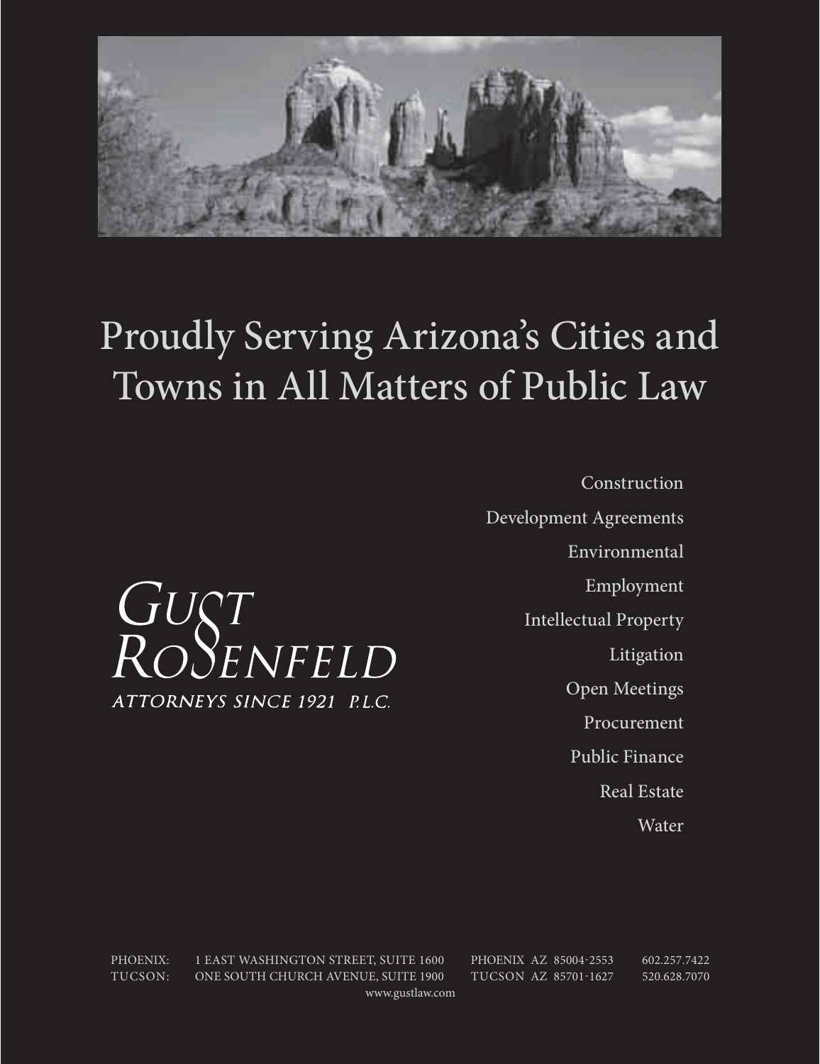# Proudly Serving Arizona's Cities and Towns in All Matters of Public Law

GUST ROSENFELD

ATTORNEYS SINCE 1921 P.L.C.

- Construction
- Development Agreements
- Environmental
- Employment
- Intellectual Property
- Litigation
- Open Meetings
- Procurement
- Public Finance
- Real Estate
- Water

PHOENIX: 1 EAST WASHINGTON STREET, SUITE 1600 PHOENIX AZ 85004-2553 602.257.7422

TUCSON: ONE SOUTH CHURCH AVENUE, SUITE 1900 TUCSON AZ 85701-1627 520.628.7070

www.gustlaw.com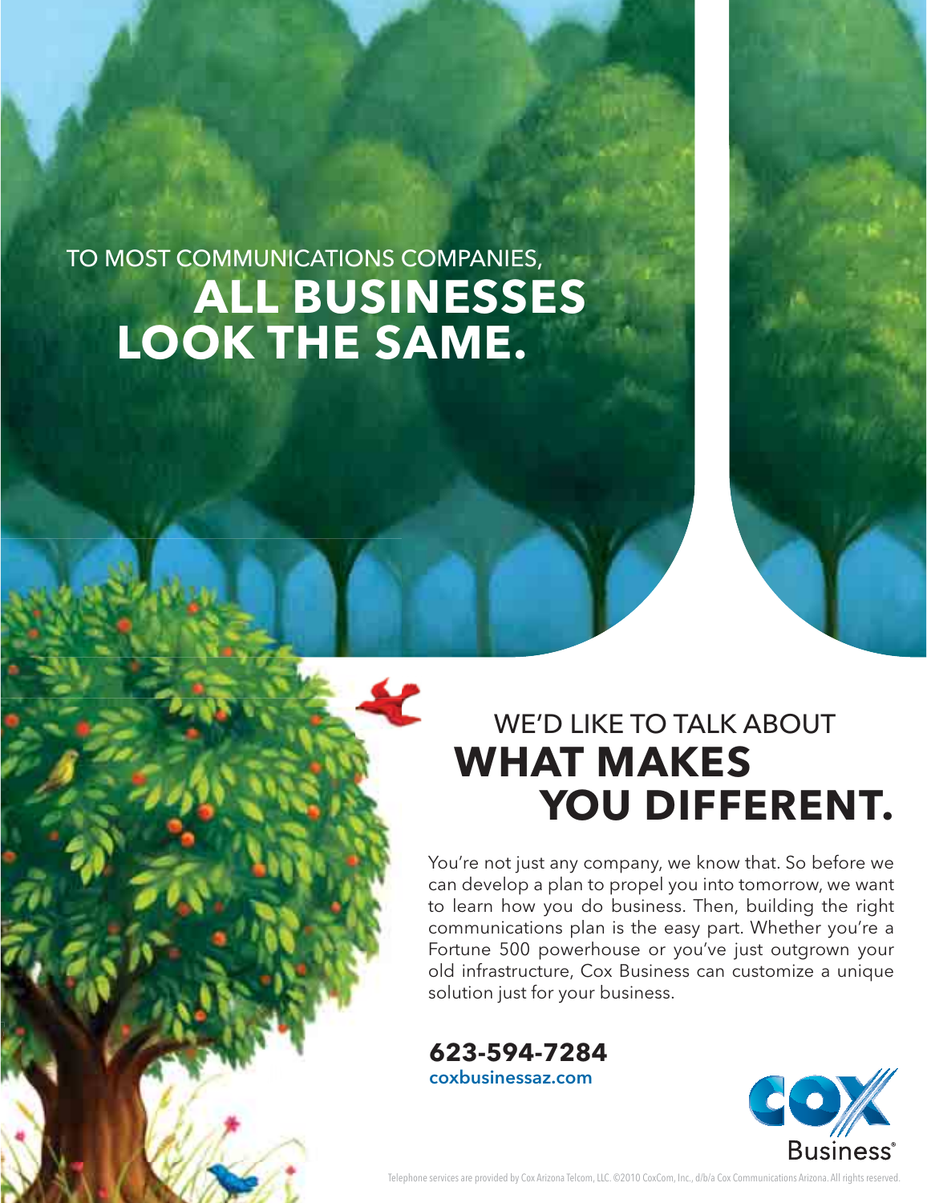TO MOST COMMUNICATIONS COMPANIES,
# ALL BUSINESSES LOOK THE SAME.

WE'D LIKE TO TALK ABOUT
# WHAT MAKES YOU DIFFERENT.

You're not just any company, we know that. So before we can develop a plan to propel you into tomorrow, we want to learn how you do business. Then, building the right communications plan is the easy part. Whether you're a Fortune 500 powerhouse or you've just outgrown your old infrastructure, Cox Business can customize a unique solution just for your business.

**623-594-7284**
**coxbusinessaz.com**

COX Business®

Telephone services are provided by Cox Arizona Telcom, LLC. ©2010 CoxCom, Inc., d/b/a Cox Communications Arizona. All rights reserved.